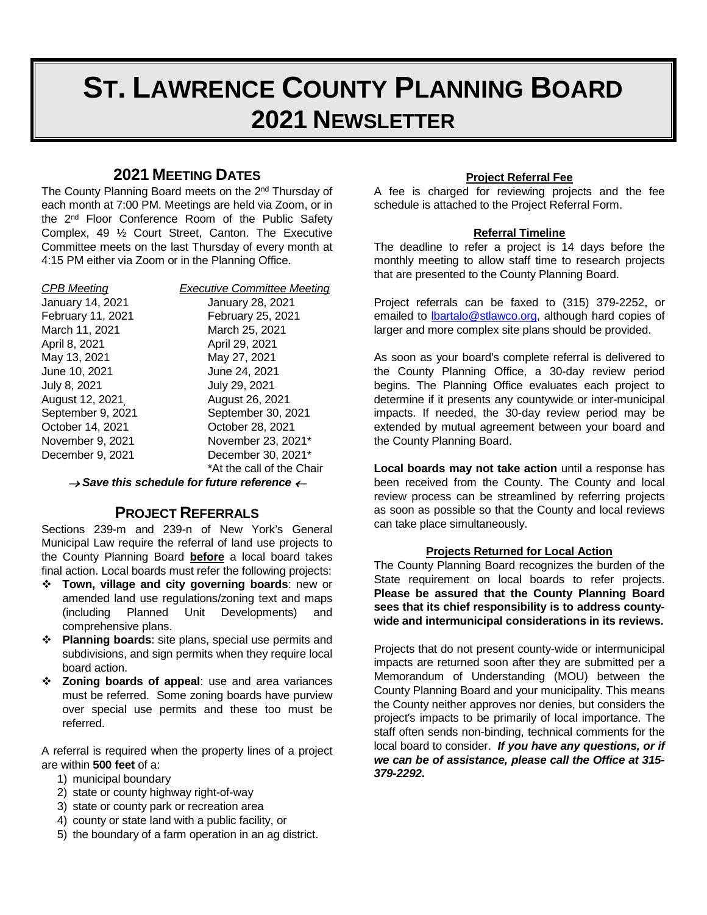# ST. LAWRENCE COUNTY PLANNING BOARD
# 2021 NEWSLETTER

## 2021 MEETING DATES

The County Planning Board meets on the 2nd Thursday of each month at 7:00 PM. Meetings are held via Zoom, or in the 2nd Floor Conference Room of the Public Safety Complex, 49 ½ Court Street, Canton. The Executive Committee meets on the last Thursday of every month at 4:15 PM either via Zoom or in the Planning Office.

| *CPB Meeting* | *Executive Committee Meeting* |
|---|---|
| January 14, 2021 | January 28, 2021 |
| February 11, 2021 | February 25, 2021 |
| March 11, 2021 | March 25, 2021 |
| April 8, 2021 | April 29, 2021 |
| May 13, 2021 | May 27, 2021 |
| June 10, 2021 | June 24, 2021 |
| July 8, 2021 | July 29, 2021 |
| August 12, 2021 | August 26, 2021 |
| September 9, 2021 | September 30, 2021 |
| October 14, 2021 | October 28, 2021 |
| November 9, 2021 | November 23, 2021* |
| December 9, 2021 | December 30, 2021* |

*At the call of the Chair

***→ Save this schedule for future reference ←***

## PROJECT REFERRALS

Sections 239-m and 239-n of New York's General Municipal Law require the referral of land use projects to the County Planning Board **before** a local board takes final action. Local boards must refer the following projects:

- **Town, village and city governing boards**: new or amended land use regulations/zoning text and maps (including Planned Unit Developments) and comprehensive plans.
- **Planning boards**: site plans, special use permits and subdivisions, and sign permits when they require local board action.
- **Zoning boards of appeal**: use and area variances must be referred. Some zoning boards have purview over special use permits and these too must be referred.

A referral is required when the property lines of a project are within **500 feet** of a:

1) municipal boundary
2) state or county highway right-of-way
3) state or county park or recreation area
4) county or state land with a public facility, or
5) the boundary of a farm operation in an ag district.

### Project Referral Fee

A fee is charged for reviewing projects and the fee schedule is attached to the Project Referral Form.

### Referral Timeline

The deadline to refer a project is 14 days before the monthly meeting to allow staff time to research projects that are presented to the County Planning Board.

Project referrals can be faxed to (315) 379-2252, or emailed to lbartalo@stlawco.org, although hard copies of larger and more complex site plans should be provided.

As soon as your board's complete referral is delivered to the County Planning Office, a 30-day review period begins. The Planning Office evaluates each project to determine if it presents any countywide or inter-municipal impacts. If needed, the 30-day review period may be extended by mutual agreement between your board and the County Planning Board.

**Local boards may not take action** until a response has been received from the County. The County and local review process can be streamlined by referring projects as soon as possible so that the County and local reviews can take place simultaneously.

### Projects Returned for Local Action

The County Planning Board recognizes the burden of the State requirement on local boards to refer projects. **Please be assured that the County Planning Board sees that its chief responsibility is to address county-wide and intermunicipal considerations in its reviews.**

Projects that do not present county-wide or intermunicipal impacts are returned soon after they are submitted per a Memorandum of Understanding (MOU) between the County Planning Board and your municipality. This means the County neither approves nor denies, but considers the project's impacts to be primarily of local importance. The staff often sends non-binding, technical comments for the local board to consider. ***If you have any questions, or if we can be of assistance, please call the Office at 315-379-2292.***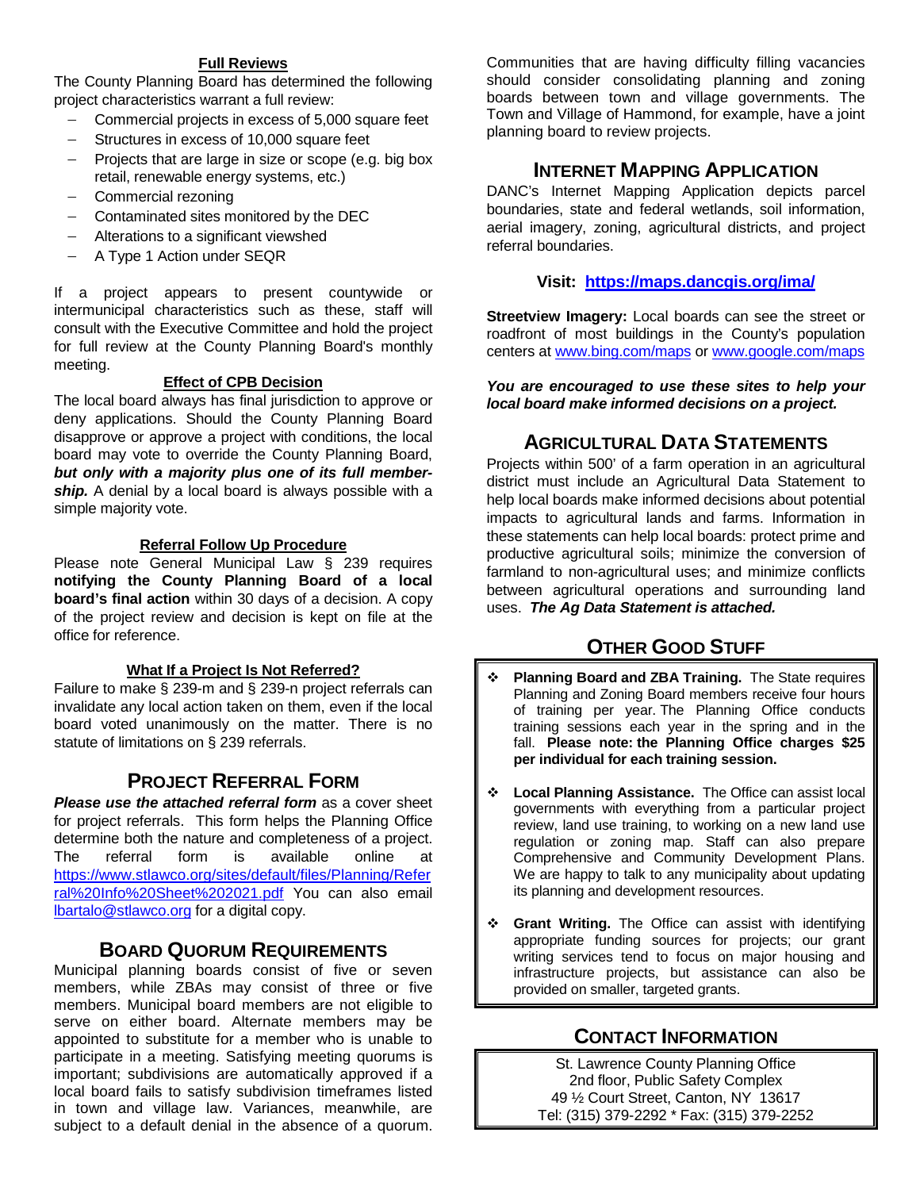### Full Reviews

The County Planning Board has determined the following project characteristics warrant a full review:

- Commercial projects in excess of 5,000 square feet
- Structures in excess of 10,000 square feet
- Projects that are large in size or scope (e.g. big box retail, renewable energy systems, etc.)
- Commercial rezoning
- Contaminated sites monitored by the DEC
- Alterations to a significant viewshed
- A Type 1 Action under SEQR

If a project appears to present countywide or intermunicipal characteristics such as these, staff will consult with the Executive Committee and hold the project for full review at the County Planning Board's monthly meeting.

### Effect of CPB Decision

The local board always has final jurisdiction to approve or deny applications. Should the County Planning Board disapprove or approve a project with conditions, the local board may vote to override the County Planning Board, ***but only with a majority plus one of its full membership.*** A denial by a local board is always possible with a simple majority vote.

### Referral Follow Up Procedure

Please note General Municipal Law § 239 requires **notifying the County Planning Board of a local board's final action** within 30 days of a decision. A copy of the project review and decision is kept on file at the office for reference.

### What If a Project Is Not Referred?

Failure to make § 239-m and § 239-n project referrals can invalidate any local action taken on them, even if the local board voted unanimously on the matter. There is no statute of limitations on § 239 referrals.

## Project Referral Form

***Please use the attached referral form*** as a cover sheet for project referrals. This form helps the Planning Office determine both the nature and completeness of a project. The referral form is available online at https://www.stlawco.org/sites/default/files/Planning/Referral%20Info%20Sheet%202021.pdf You can also email lbartalo@stlawco.org for a digital copy.

## Board Quorum Requirements

Municipal planning boards consist of five or seven members, while ZBAs may consist of three or five members. Municipal board members are not eligible to serve on either board. Alternate members may be appointed to substitute for a member who is unable to participate in a meeting. Satisfying meeting quorums is important; subdivisions are automatically approved if a local board fails to satisfy subdivision timeframes listed in town and village law. Variances, meanwhile, are subject to a default denial in the absence of a quorum. Communities that are having difficulty filling vacancies should consider consolidating planning and zoning boards between town and village governments. The Town and Village of Hammond, for example, have a joint planning board to review projects.

## Internet Mapping Application

DANC's Internet Mapping Application depicts parcel boundaries, state and federal wetlands, soil information, aerial imagery, zoning, agricultural districts, and project referral boundaries.

**Visit: https://maps.dancgis.org/ima/**

**Streetview Imagery:** Local boards can see the street or roadfront of most buildings in the County's population centers at www.bing.com/maps or www.google.com/maps

***You are encouraged to use these sites to help your local board make informed decisions on a project.***

## Agricultural Data Statements

Projects within 500' of a farm operation in an agricultural district must include an Agricultural Data Statement to help local boards make informed decisions about potential impacts to agricultural lands and farms. Information in these statements can help local boards: protect prime and productive agricultural soils; minimize the conversion of farmland to non-agricultural uses; and minimize conflicts between agricultural operations and surrounding land uses. ***The Ag Data Statement is attached.***

## Other Good Stuff

- **Planning Board and ZBA Training.** The State requires Planning and Zoning Board members receive four hours of training per year. The Planning Office conducts training sessions each year in the spring and in the fall. **Please note: the Planning Office charges $25 per individual for each training session.**

- **Local Planning Assistance.** The Office can assist local governments with everything from a particular project review, land use training, to working on a new land use regulation or zoning map. Staff can also prepare Comprehensive and Community Development Plans. We are happy to talk to any municipality about updating its planning and development resources.

- **Grant Writing.** The Office can assist with identifying appropriate funding sources for projects; our grant writing services tend to focus on major housing and infrastructure projects, but assistance can also be provided on smaller, targeted grants.

## Contact Information

St. Lawrence County Planning Office
2nd floor, Public Safety Complex
49 ½ Court Street, Canton, NY 13617
Tel: (315) 379-2292 * Fax: (315) 379-2252